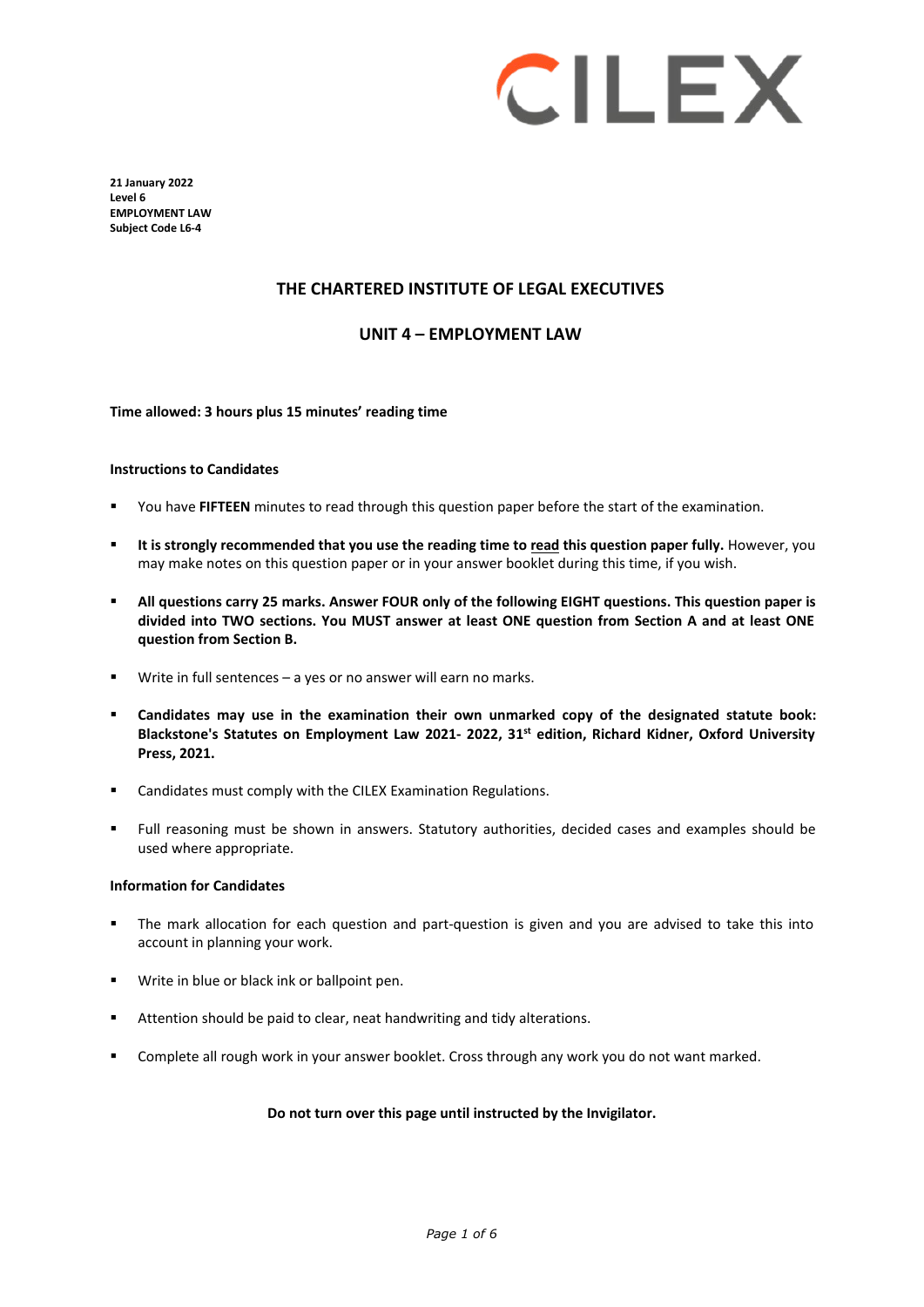CILEX

**21 January 2022**
**Level 6**
**EMPLOYMENT LAW**
**Subject Code L6-4**

## THE CHARTERED INSTITUTE OF LEGAL EXECUTIVES

## UNIT 4 – EMPLOYMENT LAW

**Time allowed: 3 hours plus 15 minutes' reading time**

**Instructions to Candidates**

- You have **FIFTEEN** minutes to read through this question paper before the start of the examination.
- **It is strongly recommended that you use the reading time to read this question paper fully.** However, you may make notes on this question paper or in your answer booklet during this time, if you wish.
- **All questions carry 25 marks. Answer FOUR only of the following EIGHT questions. This question paper is divided into TWO sections. You MUST answer at least ONE question from Section A and at least ONE question from Section B.**
- Write in full sentences – a yes or no answer will earn no marks.
- **Candidates may use in the examination their own unmarked copy of the designated statute book: Blackstone's Statutes on Employment Law 2021- 2022, 31st edition, Richard Kidner, Oxford University Press, 2021.**
- Candidates must comply with the CILEX Examination Regulations.
- Full reasoning must be shown in answers. Statutory authorities, decided cases and examples should be used where appropriate.

**Information for Candidates**

- The mark allocation for each question and part-question is given and you are advised to take this into account in planning your work.
- Write in blue or black ink or ballpoint pen.
- Attention should be paid to clear, neat handwriting and tidy alterations.
- Complete all rough work in your answer booklet. Cross through any work you do not want marked.

**Do not turn over this page until instructed by the Invigilator.**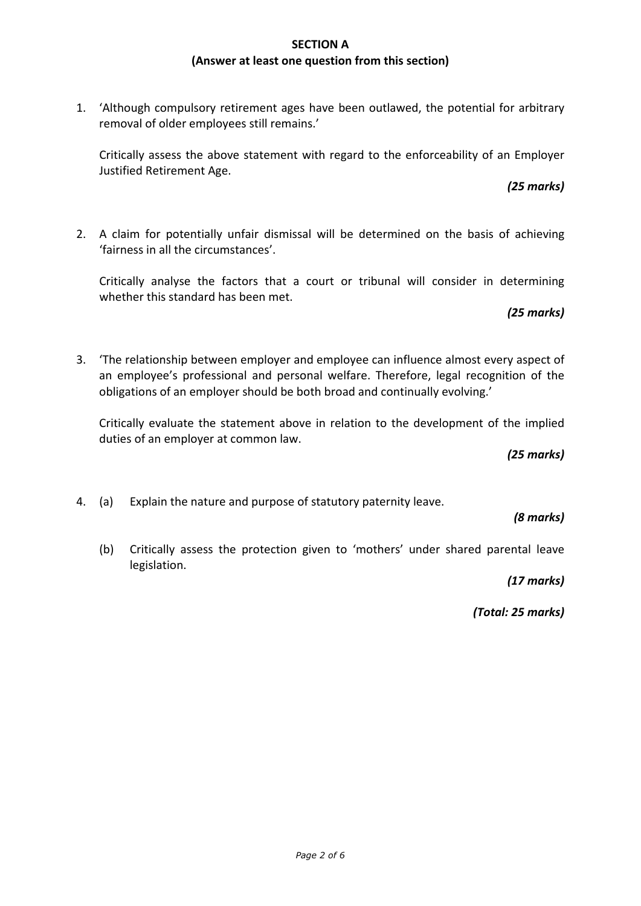## SECTION A

**(Answer at least one question from this section)**

1. 'Although compulsory retirement ages have been outlawed, the potential for arbitrary removal of older employees still remains.'

   Critically assess the above statement with regard to the enforceability of an Employer Justified Retirement Age.

   ***(25 marks)***

2. A claim for potentially unfair dismissal will be determined on the basis of achieving 'fairness in all the circumstances'.

   Critically analyse the factors that a court or tribunal will consider in determining whether this standard has been met.

   ***(25 marks)***

3. 'The relationship between employer and employee can influence almost every aspect of an employee's professional and personal welfare. Therefore, legal recognition of the obligations of an employer should be both broad and continually evolving.'

   Critically evaluate the statement above in relation to the development of the implied duties of an employer at common law.

   ***(25 marks)***

4. (a) Explain the nature and purpose of statutory paternity leave.

   ***(8 marks)***

   (b) Critically assess the protection given to 'mothers' under shared parental leave legislation.

   ***(17 marks)***

   ***(Total: 25 marks)***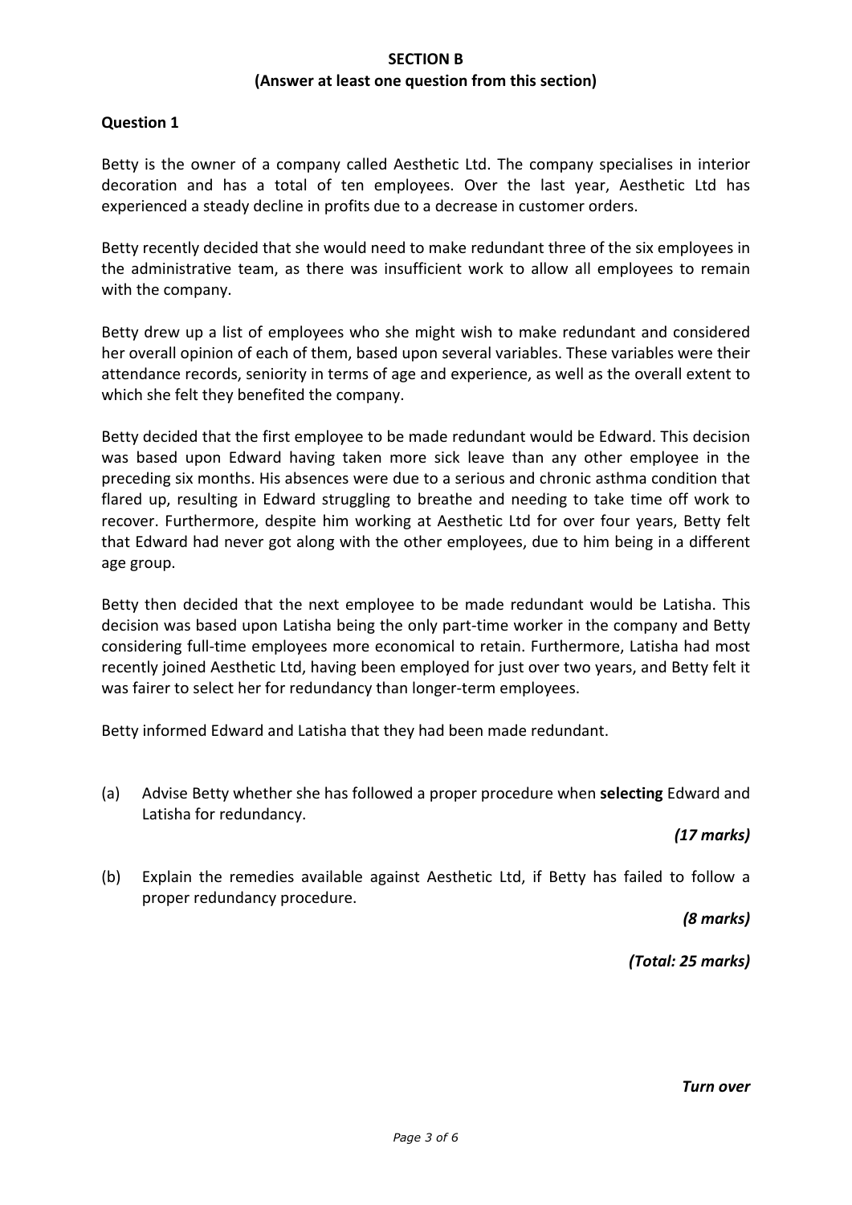## SECTION B

**(Answer at least one question from this section)**

### Question 1

Betty is the owner of a company called Aesthetic Ltd. The company specialises in interior decoration and has a total of ten employees. Over the last year, Aesthetic Ltd has experienced a steady decline in profits due to a decrease in customer orders.

Betty recently decided that she would need to make redundant three of the six employees in the administrative team, as there was insufficient work to allow all employees to remain with the company.

Betty drew up a list of employees who she might wish to make redundant and considered her overall opinion of each of them, based upon several variables. These variables were their attendance records, seniority in terms of age and experience, as well as the overall extent to which she felt they benefited the company.

Betty decided that the first employee to be made redundant would be Edward. This decision was based upon Edward having taken more sick leave than any other employee in the preceding six months. His absences were due to a serious and chronic asthma condition that flared up, resulting in Edward struggling to breathe and needing to take time off work to recover. Furthermore, despite him working at Aesthetic Ltd for over four years, Betty felt that Edward had never got along with the other employees, due to him being in a different age group.

Betty then decided that the next employee to be made redundant would be Latisha. This decision was based upon Latisha being the only part-time worker in the company and Betty considering full-time employees more economical to retain. Furthermore, Latisha had most recently joined Aesthetic Ltd, having been employed for just over two years, and Betty felt it was fairer to select her for redundancy than longer-term employees.

Betty informed Edward and Latisha that they had been made redundant.

(a) Advise Betty whether she has followed a proper procedure when **selecting** Edward and Latisha for redundancy.

*(17 marks)*

(b) Explain the remedies available against Aesthetic Ltd, if Betty has failed to follow a proper redundancy procedure.

*(8 marks)*

*(Total: 25 marks)*

*Turn over*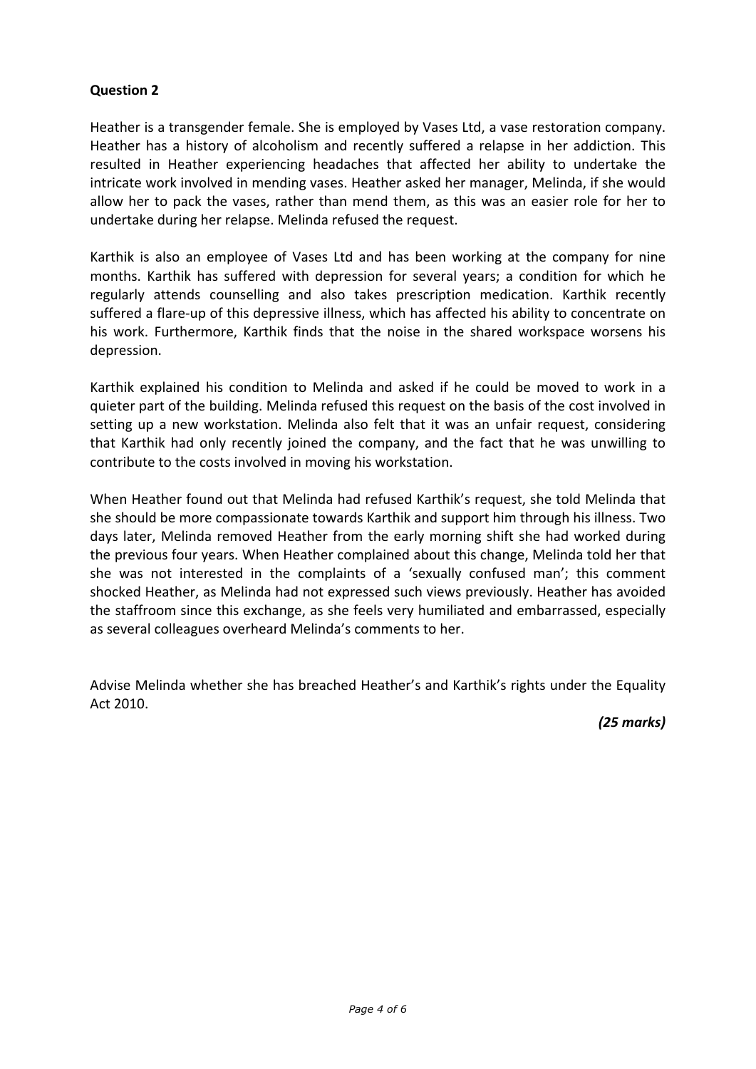**Question 2**

Heather is a transgender female. She is employed by Vases Ltd, a vase restoration company. Heather has a history of alcoholism and recently suffered a relapse in her addiction. This resulted in Heather experiencing headaches that affected her ability to undertake the intricate work involved in mending vases. Heather asked her manager, Melinda, if she would allow her to pack the vases, rather than mend them, as this was an easier role for her to undertake during her relapse. Melinda refused the request.

Karthik is also an employee of Vases Ltd and has been working at the company for nine months. Karthik has suffered with depression for several years; a condition for which he regularly attends counselling and also takes prescription medication. Karthik recently suffered a flare-up of this depressive illness, which has affected his ability to concentrate on his work. Furthermore, Karthik finds that the noise in the shared workspace worsens his depression.

Karthik explained his condition to Melinda and asked if he could be moved to work in a quieter part of the building. Melinda refused this request on the basis of the cost involved in setting up a new workstation. Melinda also felt that it was an unfair request, considering that Karthik had only recently joined the company, and the fact that he was unwilling to contribute to the costs involved in moving his workstation.

When Heather found out that Melinda had refused Karthik's request, she told Melinda that she should be more compassionate towards Karthik and support him through his illness. Two days later, Melinda removed Heather from the early morning shift she had worked during the previous four years. When Heather complained about this change, Melinda told her that she was not interested in the complaints of a 'sexually confused man'; this comment shocked Heather, as Melinda had not expressed such views previously. Heather has avoided the staffroom since this exchange, as she feels very humiliated and embarrassed, especially as several colleagues overheard Melinda's comments to her.

Advise Melinda whether she has breached Heather's and Karthik's rights under the Equality Act 2010.

***(25 marks)***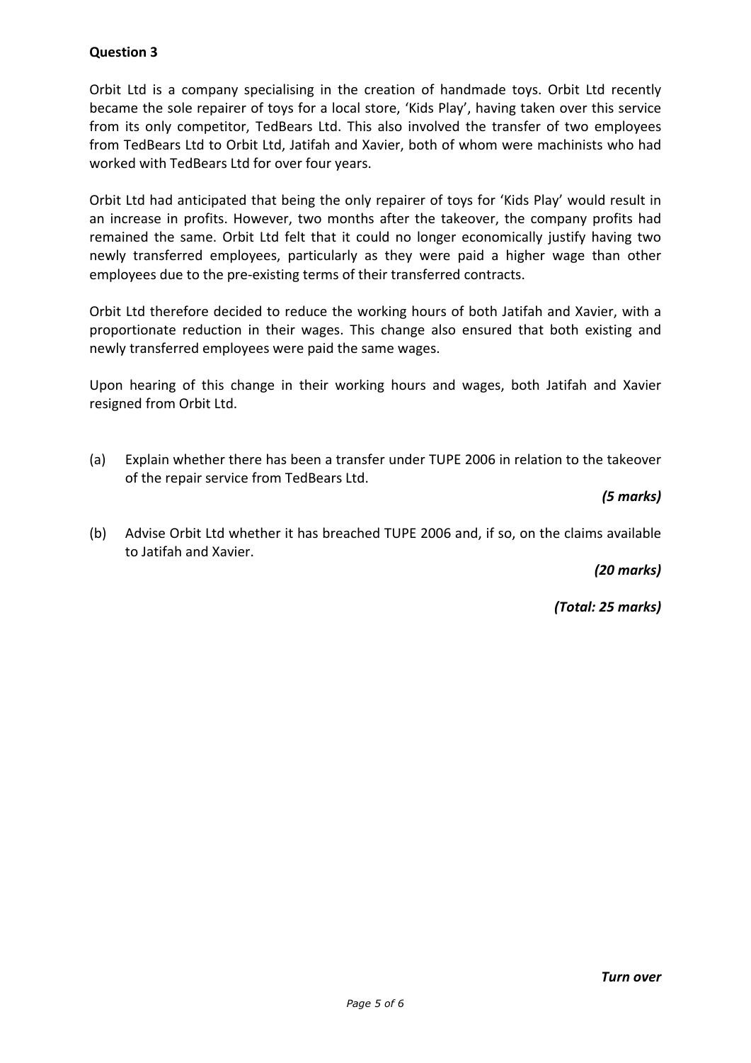**Question 3**

Orbit Ltd is a company specialising in the creation of handmade toys. Orbit Ltd recently became the sole repairer of toys for a local store, 'Kids Play', having taken over this service from its only competitor, TedBears Ltd. This also involved the transfer of two employees from TedBears Ltd to Orbit Ltd, Jatifah and Xavier, both of whom were machinists who had worked with TedBears Ltd for over four years.

Orbit Ltd had anticipated that being the only repairer of toys for 'Kids Play' would result in an increase in profits. However, two months after the takeover, the company profits had remained the same. Orbit Ltd felt that it could no longer economically justify having two newly transferred employees, particularly as they were paid a higher wage than other employees due to the pre-existing terms of their transferred contracts.

Orbit Ltd therefore decided to reduce the working hours of both Jatifah and Xavier, with a proportionate reduction in their wages. This change also ensured that both existing and newly transferred employees were paid the same wages.

Upon hearing of this change in their working hours and wages, both Jatifah and Xavier resigned from Orbit Ltd.

(a) Explain whether there has been a transfer under TUPE 2006 in relation to the takeover of the repair service from TedBears Ltd.

*(5 marks)*

(b) Advise Orbit Ltd whether it has breached TUPE 2006 and, if so, on the claims available to Jatifah and Xavier.

*(20 marks)*

*(Total: 25 marks)*

***Turn over***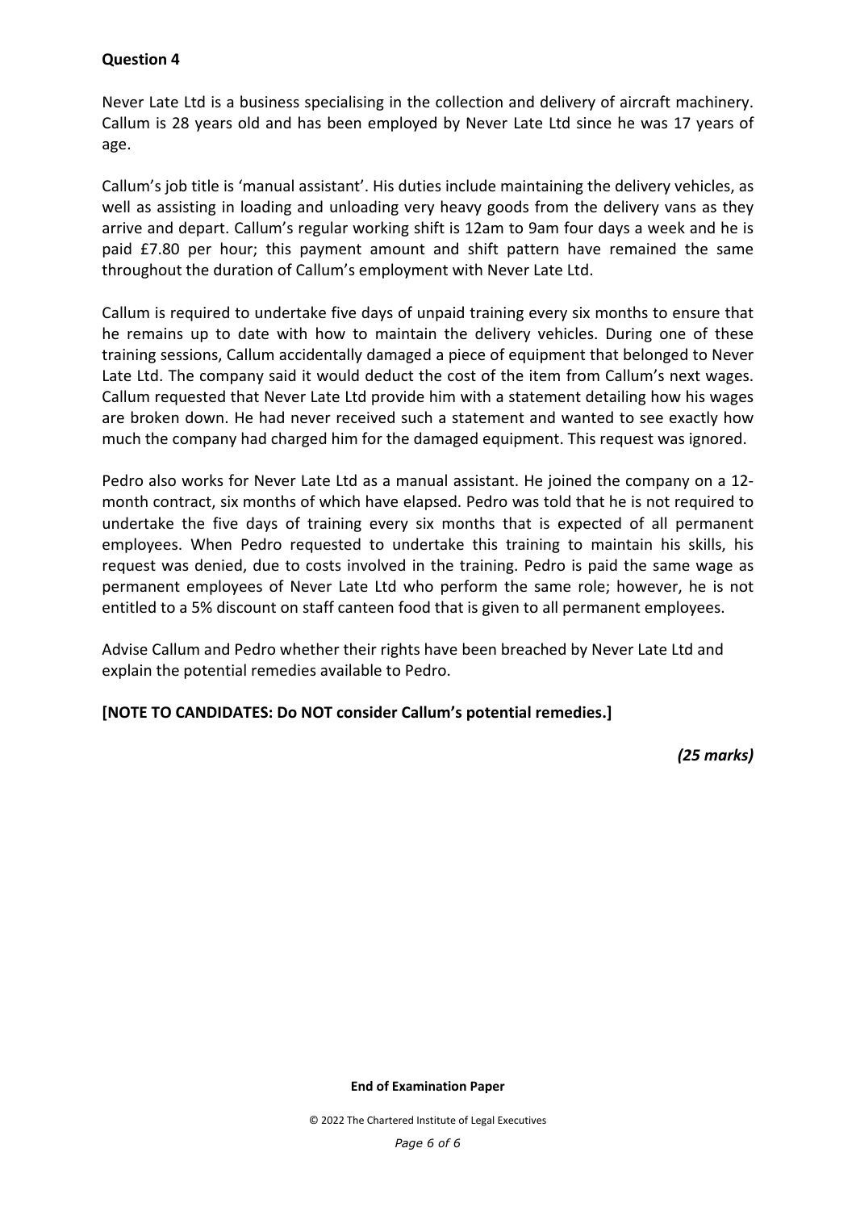**Question 4**

Never Late Ltd is a business specialising in the collection and delivery of aircraft machinery. Callum is 28 years old and has been employed by Never Late Ltd since he was 17 years of age.

Callum's job title is 'manual assistant'. His duties include maintaining the delivery vehicles, as well as assisting in loading and unloading very heavy goods from the delivery vans as they arrive and depart. Callum's regular working shift is 12am to 9am four days a week and he is paid £7.80 per hour; this payment amount and shift pattern have remained the same throughout the duration of Callum's employment with Never Late Ltd.

Callum is required to undertake five days of unpaid training every six months to ensure that he remains up to date with how to maintain the delivery vehicles. During one of these training sessions, Callum accidentally damaged a piece of equipment that belonged to Never Late Ltd. The company said it would deduct the cost of the item from Callum's next wages. Callum requested that Never Late Ltd provide him with a statement detailing how his wages are broken down. He had never received such a statement and wanted to see exactly how much the company had charged him for the damaged equipment. This request was ignored.

Pedro also works for Never Late Ltd as a manual assistant. He joined the company on a 12-month contract, six months of which have elapsed. Pedro was told that he is not required to undertake the five days of training every six months that is expected of all permanent employees. When Pedro requested to undertake this training to maintain his skills, his request was denied, due to costs involved in the training. Pedro is paid the same wage as permanent employees of Never Late Ltd who perform the same role; however, he is not entitled to a 5% discount on staff canteen food that is given to all permanent employees.

Advise Callum and Pedro whether their rights have been breached by Never Late Ltd and explain the potential remedies available to Pedro.

**[NOTE TO CANDIDATES: Do NOT consider Callum's potential remedies.]**

***(25 marks)***

**End of Examination Paper**

© 2022 The Chartered Institute of Legal Executives